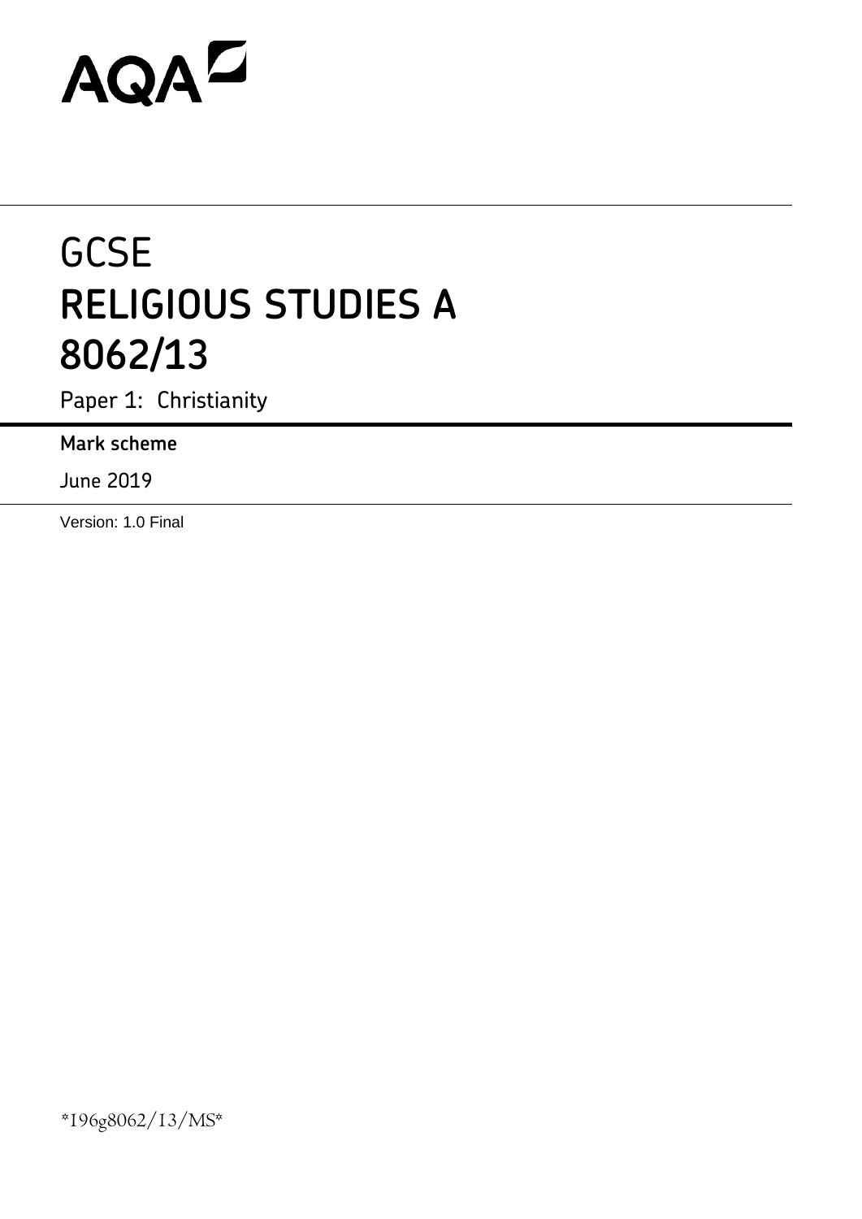AQA

# GCSE
# RELIGIOUS STUDIES A
# 8062/13

Paper 1: Christianity

**Mark scheme**

June 2019

Version: 1.0 Final

*196g8062/13/MS*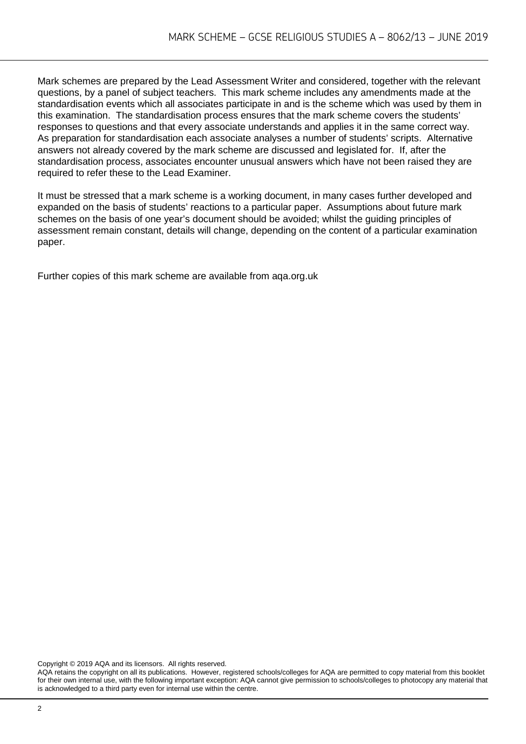Mark schemes are prepared by the Lead Assessment Writer and considered, together with the relevant questions, by a panel of subject teachers. This mark scheme includes any amendments made at the standardisation events which all associates participate in and is the scheme which was used by them in this examination. The standardisation process ensures that the mark scheme covers the students' responses to questions and that every associate understands and applies it in the same correct way. As preparation for standardisation each associate analyses a number of students' scripts. Alternative answers not already covered by the mark scheme are discussed and legislated for. If, after the standardisation process, associates encounter unusual answers which have not been raised they are required to refer these to the Lead Examiner.

It must be stressed that a mark scheme is a working document, in many cases further developed and expanded on the basis of students' reactions to a particular paper. Assumptions about future mark schemes on the basis of one year's document should be avoided; whilst the guiding principles of assessment remain constant, details will change, depending on the content of a particular examination paper.

Further copies of this mark scheme are available from aqa.org.uk

Copyright © 2019 AQA and its licensors. All rights reserved.

AQA retains the copyright on all its publications. However, registered schools/colleges for AQA are permitted to copy material from this booklet for their own internal use, with the following important exception: AQA cannot give permission to schools/colleges to photocopy any material that is acknowledged to a third party even for internal use within the centre.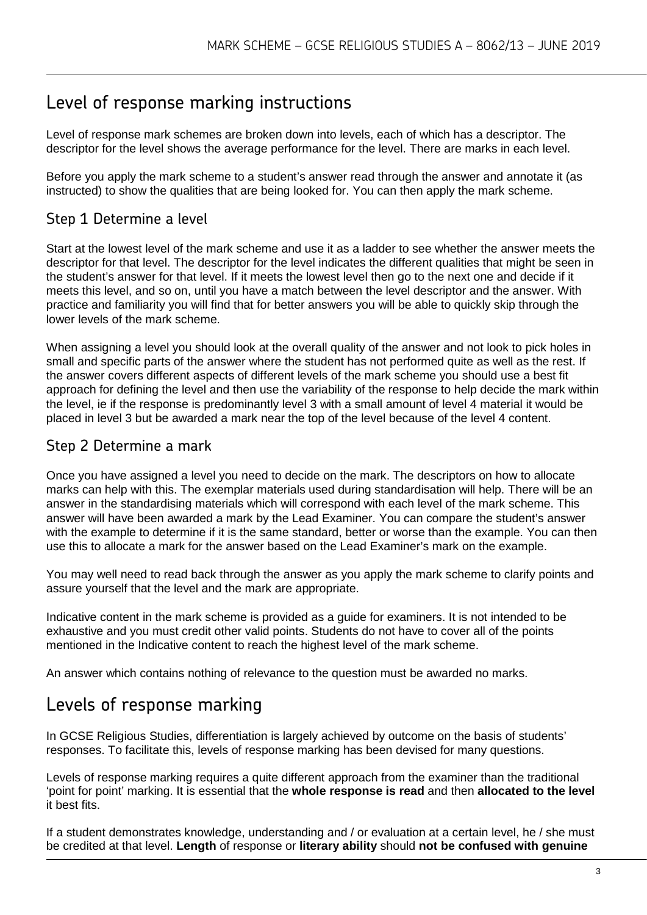## Level of response marking instructions

Level of response mark schemes are broken down into levels, each of which has a descriptor. The descriptor for the level shows the average performance for the level. There are marks in each level.

Before you apply the mark scheme to a student's answer read through the answer and annotate it (as instructed) to show the qualities that are being looked for. You can then apply the mark scheme.

### Step 1 Determine a level

Start at the lowest level of the mark scheme and use it as a ladder to see whether the answer meets the descriptor for that level. The descriptor for the level indicates the different qualities that might be seen in the student's answer for that level. If it meets the lowest level then go to the next one and decide if it meets this level, and so on, until you have a match between the level descriptor and the answer. With practice and familiarity you will find that for better answers you will be able to quickly skip through the lower levels of the mark scheme.

When assigning a level you should look at the overall quality of the answer and not look to pick holes in small and specific parts of the answer where the student has not performed quite as well as the rest. If the answer covers different aspects of different levels of the mark scheme you should use a best fit approach for defining the level and then use the variability of the response to help decide the mark within the level, ie if the response is predominantly level 3 with a small amount of level 4 material it would be placed in level 3 but be awarded a mark near the top of the level because of the level 4 content.

### Step 2 Determine a mark

Once you have assigned a level you need to decide on the mark. The descriptors on how to allocate marks can help with this. The exemplar materials used during standardisation will help. There will be an answer in the standardising materials which will correspond with each level of the mark scheme. This answer will have been awarded a mark by the Lead Examiner. You can compare the student's answer with the example to determine if it is the same standard, better or worse than the example. You can then use this to allocate a mark for the answer based on the Lead Examiner's mark on the example.

You may well need to read back through the answer as you apply the mark scheme to clarify points and assure yourself that the level and the mark are appropriate.

Indicative content in the mark scheme is provided as a guide for examiners. It is not intended to be exhaustive and you must credit other valid points. Students do not have to cover all of the points mentioned in the Indicative content to reach the highest level of the mark scheme.

An answer which contains nothing of relevance to the question must be awarded no marks.

## Levels of response marking

In GCSE Religious Studies, differentiation is largely achieved by outcome on the basis of students' responses. To facilitate this, levels of response marking has been devised for many questions.

Levels of response marking requires a quite different approach from the examiner than the traditional 'point for point' marking. It is essential that the **whole response is read** and then **allocated to the level** it best fits.

If a student demonstrates knowledge, understanding and / or evaluation at a certain level, he / she must be credited at that level. **Length** of response or **literary ability** should **not be confused with genuine**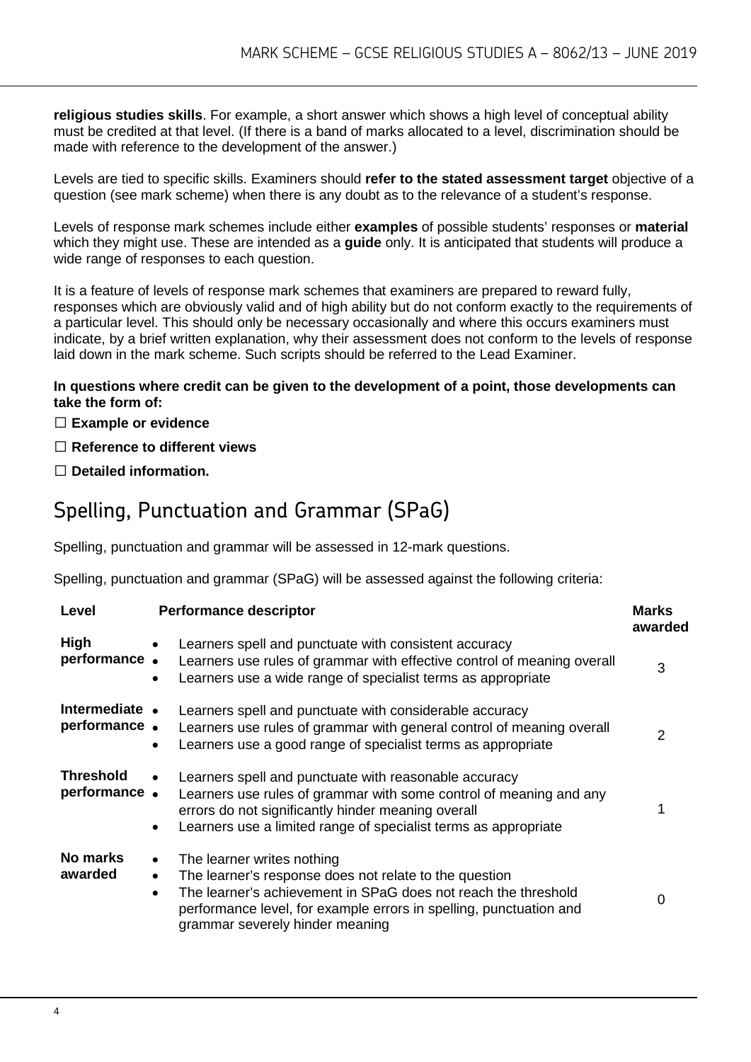**religious studies skills**. For example, a short answer which shows a high level of conceptual ability must be credited at that level. (If there is a band of marks allocated to a level, discrimination should be made with reference to the development of the answer.)

Levels are tied to specific skills. Examiners should **refer to the stated assessment target** objective of a question (see mark scheme) when there is any doubt as to the relevance of a student's response.

Levels of response mark schemes include either **examples** of possible students' responses or **material** which they might use. These are intended as a **guide** only. It is anticipated that students will produce a wide range of responses to each question.

It is a feature of levels of response mark schemes that examiners are prepared to reward fully, responses which are obviously valid and of high ability but do not conform exactly to the requirements of a particular level. This should only be necessary occasionally and where this occurs examiners must indicate, by a brief written explanation, why their assessment does not conform to the levels of response laid down in the mark scheme. Such scripts should be referred to the Lead Examiner.

**In questions where credit can be given to the development of a point, those developments can take the form of:**

☐ **Example or evidence**

☐ **Reference to different views**

☐ **Detailed information.**

## Spelling, Punctuation and Grammar (SPaG)

Spelling, punctuation and grammar will be assessed in 12-mark questions.

Spelling, punctuation and grammar (SPaG) will be assessed against the following criteria:

| Level | Performance descriptor | Marks awarded |
|---|---|---|
| **High performance** | • Learners spell and punctuate with consistent accuracy<br>• Learners use rules of grammar with effective control of meaning overall<br>• Learners use a wide range of specialist terms as appropriate | 3 |
| **Intermediate performance** | • Learners spell and punctuate with considerable accuracy<br>• Learners use rules of grammar with general control of meaning overall<br>• Learners use a good range of specialist terms as appropriate | 2 |
| **Threshold performance** | • Learners spell and punctuate with reasonable accuracy<br>• Learners use rules of grammar with some control of meaning and any errors do not significantly hinder meaning overall<br>• Learners use a limited range of specialist terms as appropriate | 1 |
| **No marks awarded** | • The learner writes nothing<br>• The learner's response does not relate to the question<br>• The learner's achievement in SPaG does not reach the threshold performance level, for example errors in spelling, punctuation and grammar severely hinder meaning | 0 |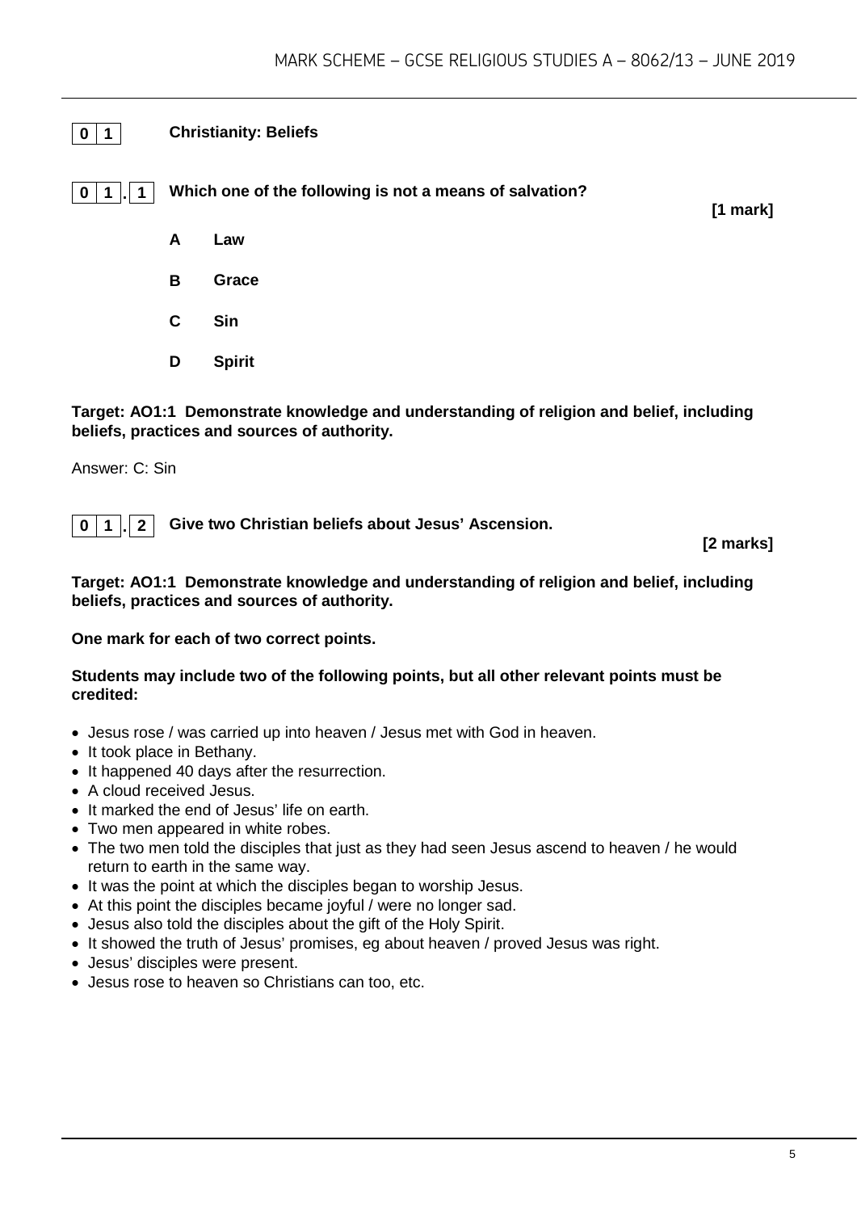## 0 1 Christianity: Beliefs

**0 1 . 1 Which one of the following is not a means of salvation?** **[1 mark]**

**A Law**

**B Grace**

**C Sin**

**D Spirit**

**Target: AO1:1 Demonstrate knowledge and understanding of religion and belief, including beliefs, practices and sources of authority.**

Answer: C: Sin

**0 1 . 2 Give two Christian beliefs about Jesus' Ascension.** **[2 marks]**

**Target: AO1:1 Demonstrate knowledge and understanding of religion and belief, including beliefs, practices and sources of authority.**

**One mark for each of two correct points.**

**Students may include two of the following points, but all other relevant points must be credited:**

- Jesus rose / was carried up into heaven / Jesus met with God in heaven.
- It took place in Bethany.
- It happened 40 days after the resurrection.
- A cloud received Jesus.
- It marked the end of Jesus' life on earth.
- Two men appeared in white robes.
- The two men told the disciples that just as they had seen Jesus ascend to heaven / he would return to earth in the same way.
- It was the point at which the disciples began to worship Jesus.
- At this point the disciples became joyful / were no longer sad.
- Jesus also told the disciples about the gift of the Holy Spirit.
- It showed the truth of Jesus' promises, eg about heaven / proved Jesus was right.
- Jesus' disciples were present.
- Jesus rose to heaven so Christians can too, etc.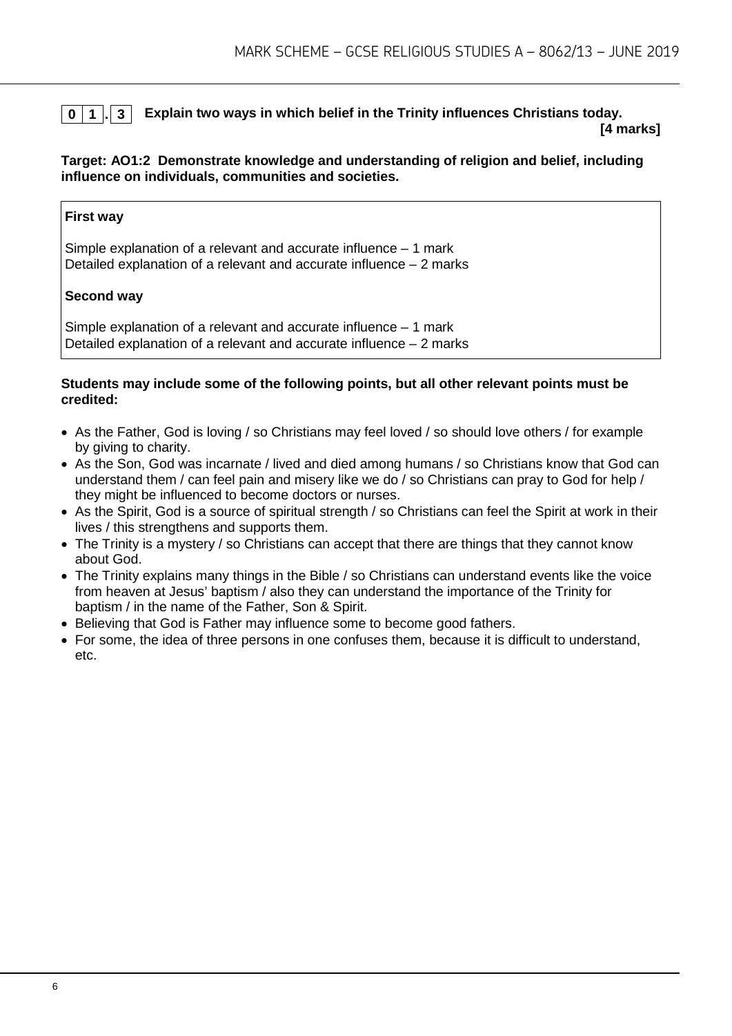**0 1 . 3** **Explain two ways in which belief in the Trinity influences Christians today.**
**[4 marks]**

**Target: AO1:2 Demonstrate knowledge and understanding of religion and belief, including influence on individuals, communities and societies.**

| **First way**<br><br>Simple explanation of a relevant and accurate influence – 1 mark<br>Detailed explanation of a relevant and accurate influence – 2 marks<br><br>**Second way**<br><br>Simple explanation of a relevant and accurate influence – 1 mark<br>Detailed explanation of a relevant and accurate influence – 2 marks |
|---|

**Students may include some of the following points, but all other relevant points must be credited:**

- As the Father, God is loving / so Christians may feel loved / so should love others / for example by giving to charity.
- As the Son, God was incarnate / lived and died among humans / so Christians know that God can understand them / can feel pain and misery like we do / so Christians can pray to God for help / they might be influenced to become doctors or nurses.
- As the Spirit, God is a source of spiritual strength / so Christians can feel the Spirit at work in their lives / this strengthens and supports them.
- The Trinity is a mystery / so Christians can accept that there are things that they cannot know about God.
- The Trinity explains many things in the Bible / so Christians can understand events like the voice from heaven at Jesus' baptism / also they can understand the importance of the Trinity for baptism / in the name of the Father, Son & Spirit.
- Believing that God is Father may influence some to become good fathers.
- For some, the idea of three persons in one confuses them, because it is difficult to understand, etc.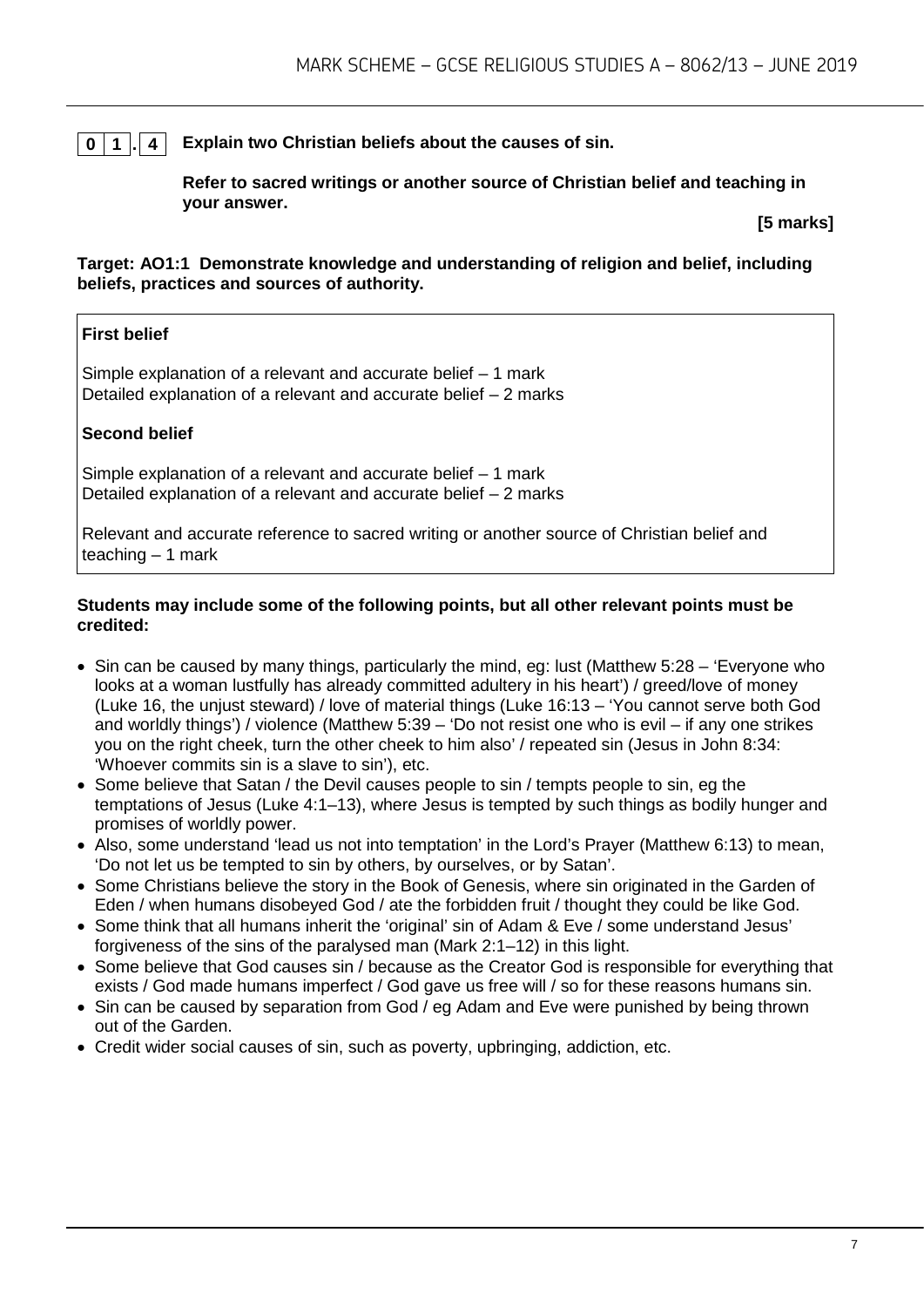**0 1 . 4** **Explain two Christian beliefs about the causes of sin.**

**Refer to sacred writings or another source of Christian belief and teaching in your answer.**

**[5 marks]**

**Target: AO1:1 Demonstrate knowledge and understanding of religion and belief, including beliefs, practices and sources of authority.**

**First belief**

Simple explanation of a relevant and accurate belief – 1 mark
Detailed explanation of a relevant and accurate belief – 2 marks

**Second belief**

Simple explanation of a relevant and accurate belief – 1 mark
Detailed explanation of a relevant and accurate belief – 2 marks

Relevant and accurate reference to sacred writing or another source of Christian belief and teaching – 1 mark

**Students may include some of the following points, but all other relevant points must be credited:**

- Sin can be caused by many things, particularly the mind, eg: lust (Matthew 5:28 – 'Everyone who looks at a woman lustfully has already committed adultery in his heart') / greed/love of money (Luke 16, the unjust steward) / love of material things (Luke 16:13 – 'You cannot serve both God and worldly things') / violence (Matthew 5:39 – 'Do not resist one who is evil – if any one strikes you on the right cheek, turn the other cheek to him also' / repeated sin (Jesus in John 8:34: 'Whoever commits sin is a slave to sin'), etc.
- Some believe that Satan / the Devil causes people to sin / tempts people to sin, eg the temptations of Jesus (Luke 4:1–13), where Jesus is tempted by such things as bodily hunger and promises of worldly power.
- Also, some understand 'lead us not into temptation' in the Lord's Prayer (Matthew 6:13) to mean, 'Do not let us be tempted to sin by others, by ourselves, or by Satan'.
- Some Christians believe the story in the Book of Genesis, where sin originated in the Garden of Eden / when humans disobeyed God / ate the forbidden fruit / thought they could be like God.
- Some think that all humans inherit the 'original' sin of Adam & Eve / some understand Jesus' forgiveness of the sins of the paralysed man (Mark 2:1–12) in this light.
- Some believe that God causes sin / because as the Creator God is responsible for everything that exists / God made humans imperfect / God gave us free will / so for these reasons humans sin.
- Sin can be caused by separation from God / eg Adam and Eve were punished by being thrown out of the Garden.
- Credit wider social causes of sin, such as poverty, upbringing, addiction, etc.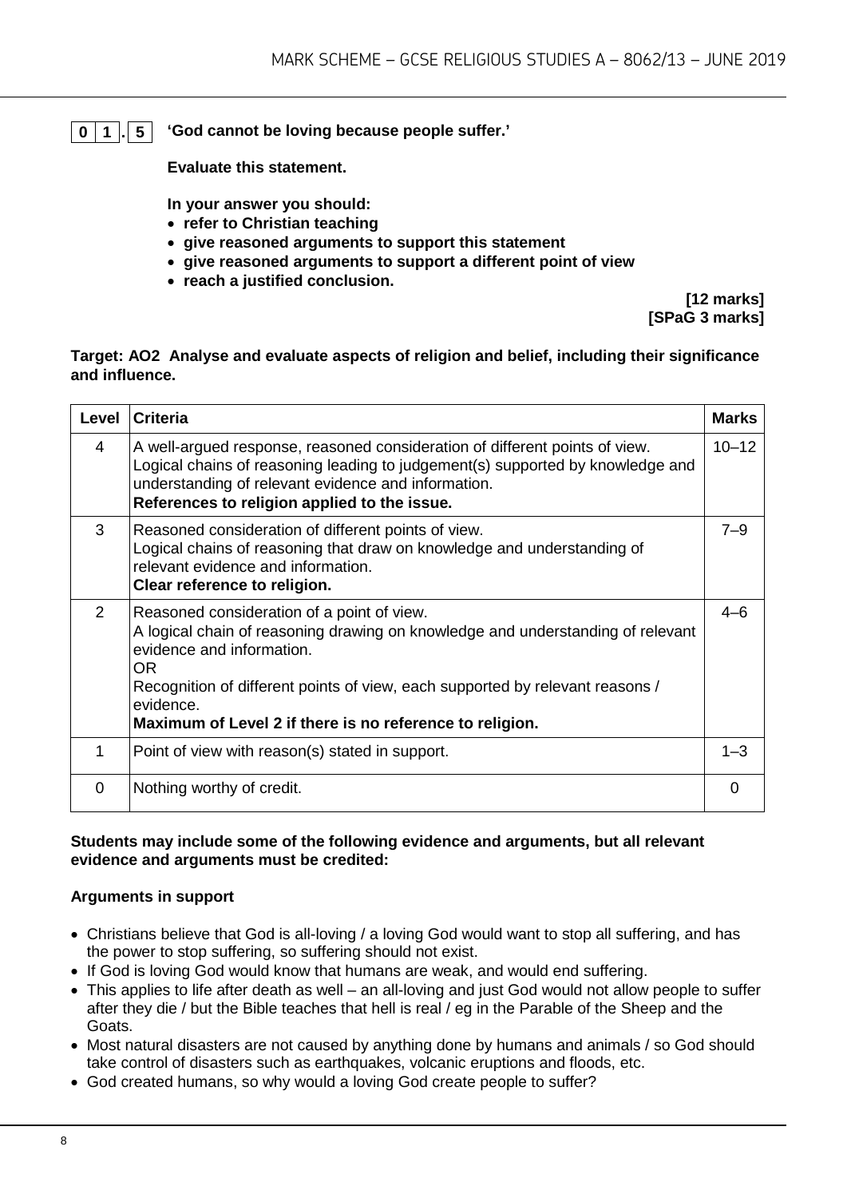**0 1 . 5 'God cannot be loving because people suffer.'**

**Evaluate this statement.**

**In your answer you should:**

- **refer to Christian teaching**
- **give reasoned arguments to support this statement**
- **give reasoned arguments to support a different point of view**
- **reach a justified conclusion.**

**[12 marks]**
**[SPaG 3 marks]**

**Target: AO2 Analyse and evaluate aspects of religion and belief, including their significance and influence.**

| Level | Criteria | Marks |
|---|---|---|
| 4 | A well-argued response, reasoned consideration of different points of view. Logical chains of reasoning leading to judgement(s) supported by knowledge and understanding of relevant evidence and information. **References to religion applied to the issue.** | 10–12 |
| 3 | Reasoned consideration of different points of view. Logical chains of reasoning that draw on knowledge and understanding of relevant evidence and information. **Clear reference to religion.** | 7–9 |
| 2 | Reasoned consideration of a point of view. A logical chain of reasoning drawing on knowledge and understanding of relevant evidence and information. OR Recognition of different points of view, each supported by relevant reasons / evidence. **Maximum of Level 2 if there is no reference to religion.** | 4–6 |
| 1 | Point of view with reason(s) stated in support. | 1–3 |
| 0 | Nothing worthy of credit. | 0 |

**Students may include some of the following evidence and arguments, but all relevant evidence and arguments must be credited:**

**Arguments in support**

- Christians believe that God is all-loving / a loving God would want to stop all suffering, and has the power to stop suffering, so suffering should not exist.
- If God is loving God would know that humans are weak, and would end suffering.
- This applies to life after death as well – an all-loving and just God would not allow people to suffer after they die / but the Bible teaches that hell is real / eg in the Parable of the Sheep and the Goats.
- Most natural disasters are not caused by anything done by humans and animals / so God should take control of disasters such as earthquakes, volcanic eruptions and floods, etc.
- God created humans, so why would a loving God create people to suffer?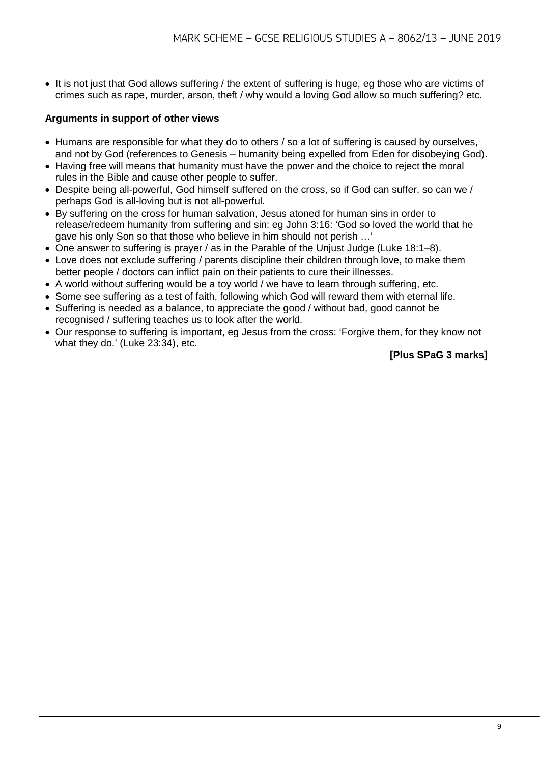- It is not just that God allows suffering / the extent of suffering is huge, eg those who are victims of crimes such as rape, murder, arson, theft / why would a loving God allow so much suffering? etc.

**Arguments in support of other views**

- Humans are responsible for what they do to others / so a lot of suffering is caused by ourselves, and not by God (references to Genesis – humanity being expelled from Eden for disobeying God).
- Having free will means that humanity must have the power and the choice to reject the moral rules in the Bible and cause other people to suffer.
- Despite being all-powerful, God himself suffered on the cross, so if God can suffer, so can we / perhaps God is all-loving but is not all-powerful.
- By suffering on the cross for human salvation, Jesus atoned for human sins in order to release/redeem humanity from suffering and sin: eg John 3:16: 'God so loved the world that he gave his only Son so that those who believe in him should not perish …'
- One answer to suffering is prayer / as in the Parable of the Unjust Judge (Luke 18:1–8).
- Love does not exclude suffering / parents discipline their children through love, to make them better people / doctors can inflict pain on their patients to cure their illnesses.
- A world without suffering would be a toy world / we have to learn through suffering, etc.
- Some see suffering as a test of faith, following which God will reward them with eternal life.
- Suffering is needed as a balance, to appreciate the good / without bad, good cannot be recognised / suffering teaches us to look after the world.
- Our response to suffering is important, eg Jesus from the cross: 'Forgive them, for they know not what they do.' (Luke 23:34), etc.

**[Plus SPaG 3 marks]**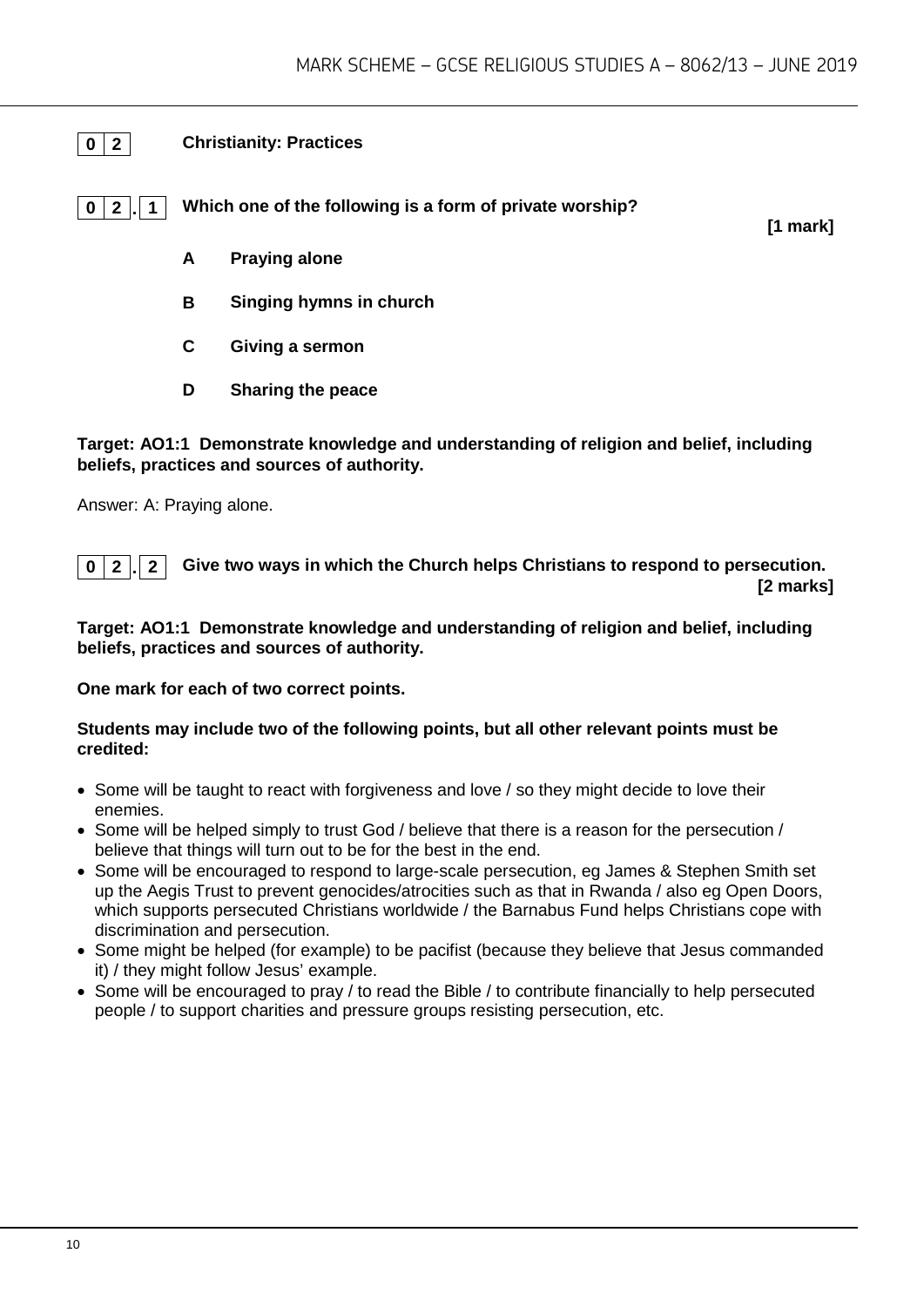## 0 2 Christianity: Practices

### 0 2 . 1 Which one of the following is a form of private worship?

**[1 mark]**

- **A** **Praying alone**
- **B** **Singing hymns in church**
- **C** **Giving a sermon**
- **D** **Sharing the peace**

**Target: AO1:1 Demonstrate knowledge and understanding of religion and belief, including beliefs, practices and sources of authority.**

Answer: A: Praying alone.

### 0 2 . 2 Give two ways in which the Church helps Christians to respond to persecution.

**[2 marks]**

**Target: AO1:1 Demonstrate knowledge and understanding of religion and belief, including beliefs, practices and sources of authority.**

**One mark for each of two correct points.**

**Students may include two of the following points, but all other relevant points must be credited:**

- Some will be taught to react with forgiveness and love / so they might decide to love their enemies.
- Some will be helped simply to trust God / believe that there is a reason for the persecution / believe that things will turn out to be for the best in the end.
- Some will be encouraged to respond to large-scale persecution, eg James & Stephen Smith set up the Aegis Trust to prevent genocides/atrocities such as that in Rwanda / also eg Open Doors, which supports persecuted Christians worldwide / the Barnabus Fund helps Christians cope with discrimination and persecution.
- Some might be helped (for example) to be pacifist (because they believe that Jesus commanded it) / they might follow Jesus' example.
- Some will be encouraged to pray / to read the Bible / to contribute financially to help persecuted people / to support charities and pressure groups resisting persecution, etc.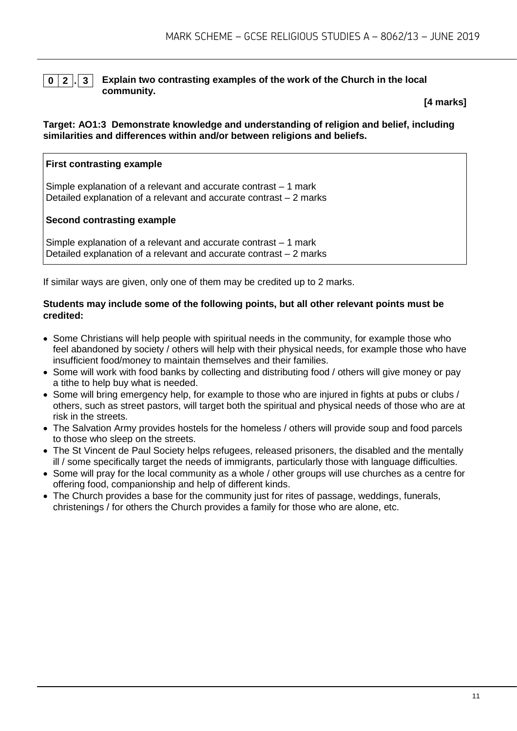**0 2 . 3** **Explain two contrasting examples of the work of the Church in the local community.**

**[4 marks]**

**Target: AO1:3 Demonstrate knowledge and understanding of religion and belief, including similarities and differences within and/or between religions and beliefs.**

**First contrasting example**

Simple explanation of a relevant and accurate contrast – 1 mark
Detailed explanation of a relevant and accurate contrast – 2 marks

**Second contrasting example**

Simple explanation of a relevant and accurate contrast – 1 mark
Detailed explanation of a relevant and accurate contrast – 2 marks

If similar ways are given, only one of them may be credited up to 2 marks.

**Students may include some of the following points, but all other relevant points must be credited:**

- Some Christians will help people with spiritual needs in the community, for example those who feel abandoned by society / others will help with their physical needs, for example those who have insufficient food/money to maintain themselves and their families.
- Some will work with food banks by collecting and distributing food / others will give money or pay a tithe to help buy what is needed.
- Some will bring emergency help, for example to those who are injured in fights at pubs or clubs / others, such as street pastors, will target both the spiritual and physical needs of those who are at risk in the streets.
- The Salvation Army provides hostels for the homeless / others will provide soup and food parcels to those who sleep on the streets.
- The St Vincent de Paul Society helps refugees, released prisoners, the disabled and the mentally ill / some specifically target the needs of immigrants, particularly those with language difficulties.
- Some will pray for the local community as a whole / other groups will use churches as a centre for offering food, companionship and help of different kinds.
- The Church provides a base for the community just for rites of passage, weddings, funerals, christenings / for others the Church provides a family for those who are alone, etc.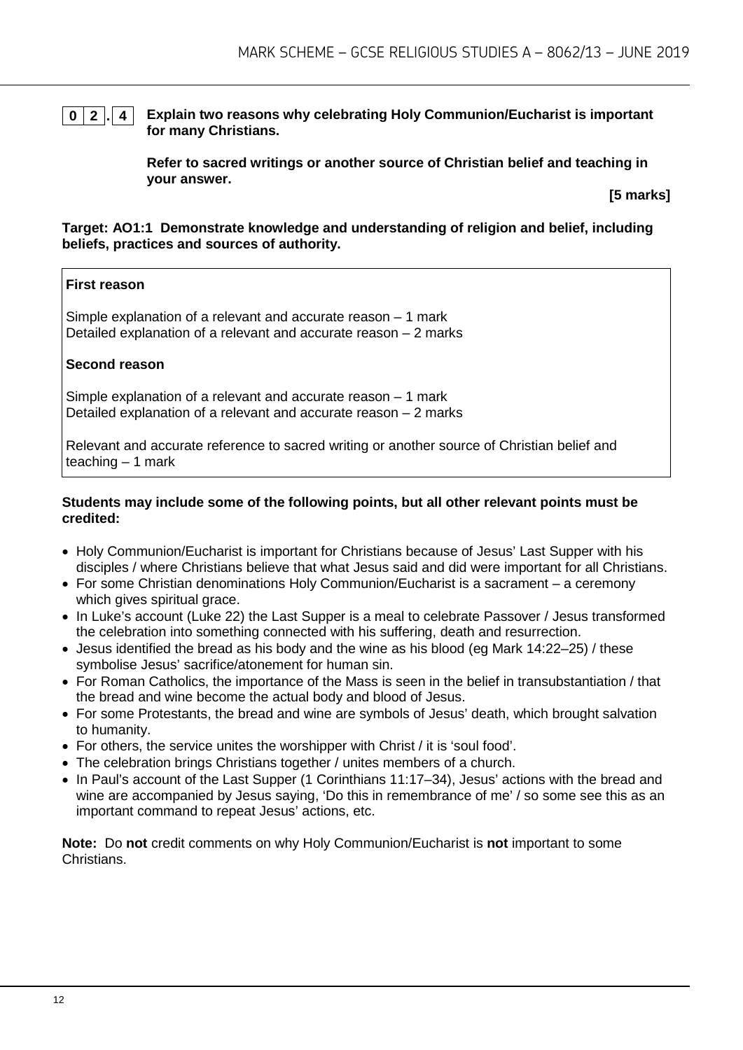**0 2 . 4** **Explain two reasons why celebrating Holy Communion/Eucharist is important for many Christians.**

**Refer to sacred writings or another source of Christian belief and teaching in your answer.**

**[5 marks]**

**Target: AO1:1 Demonstrate knowledge and understanding of religion and belief, including beliefs, practices and sources of authority.**

**First reason**

Simple explanation of a relevant and accurate reason – 1 mark
Detailed explanation of a relevant and accurate reason – 2 marks

**Second reason**

Simple explanation of a relevant and accurate reason – 1 mark
Detailed explanation of a relevant and accurate reason – 2 marks

Relevant and accurate reference to sacred writing or another source of Christian belief and teaching – 1 mark

**Students may include some of the following points, but all other relevant points must be credited:**

- Holy Communion/Eucharist is important for Christians because of Jesus' Last Supper with his disciples / where Christians believe that what Jesus said and did were important for all Christians.
- For some Christian denominations Holy Communion/Eucharist is a sacrament – a ceremony which gives spiritual grace.
- In Luke's account (Luke 22) the Last Supper is a meal to celebrate Passover / Jesus transformed the celebration into something connected with his suffering, death and resurrection.
- Jesus identified the bread as his body and the wine as his blood (eg Mark 14:22–25) / these symbolise Jesus' sacrifice/atonement for human sin.
- For Roman Catholics, the importance of the Mass is seen in the belief in transubstantiation / that the bread and wine become the actual body and blood of Jesus.
- For some Protestants, the bread and wine are symbols of Jesus' death, which brought salvation to humanity.
- For others, the service unites the worshipper with Christ / it is 'soul food'.
- The celebration brings Christians together / unites members of a church.
- In Paul's account of the Last Supper (1 Corinthians 11:17–34), Jesus' actions with the bread and wine are accompanied by Jesus saying, 'Do this in remembrance of me' / so some see this as an important command to repeat Jesus' actions, etc.

**Note:** Do **not** credit comments on why Holy Communion/Eucharist is **not** important to some Christians.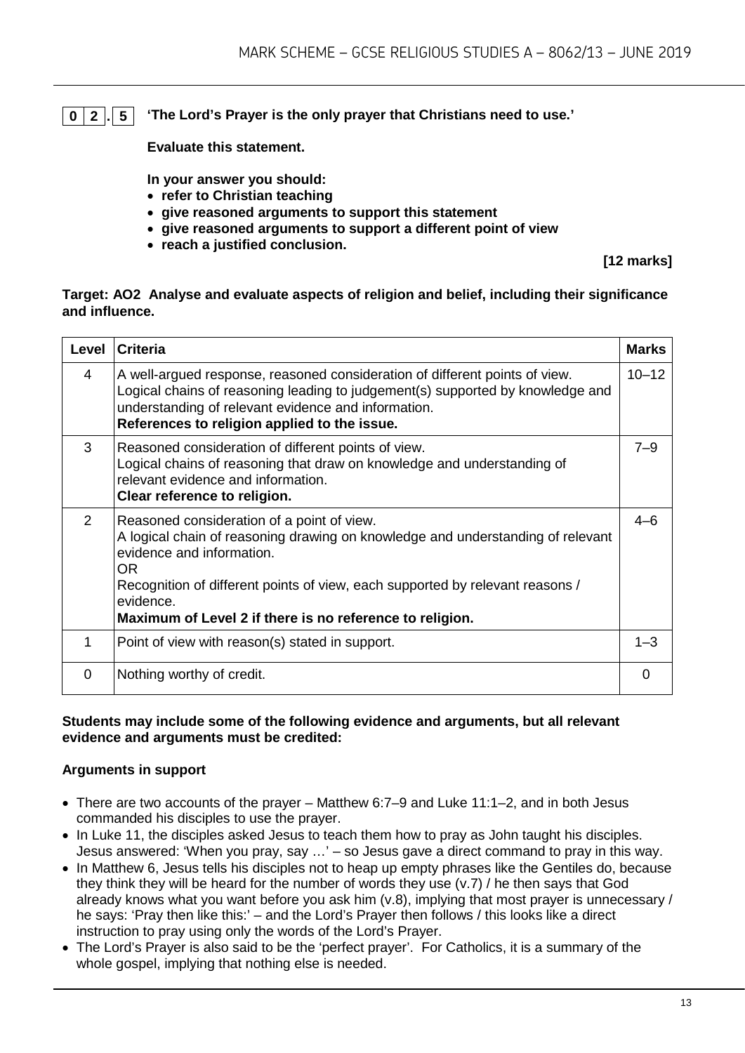**0 2 . 5** **'The Lord's Prayer is the only prayer that Christians need to use.'**

**Evaluate this statement.**

**In your answer you should:**

- **refer to Christian teaching**
- **give reasoned arguments to support this statement**
- **give reasoned arguments to support a different point of view**
- **reach a justified conclusion.**

**[12 marks]**

**Target: AO2 Analyse and evaluate aspects of religion and belief, including their significance and influence.**

| Level | Criteria | Marks |
|---|---|---|
| 4 | A well-argued response, reasoned consideration of different points of view. Logical chains of reasoning leading to judgement(s) supported by knowledge and understanding of relevant evidence and information. **References to religion applied to the issue.** | 10–12 |
| 3 | Reasoned consideration of different points of view. Logical chains of reasoning that draw on knowledge and understanding of relevant evidence and information. **Clear reference to religion.** | 7–9 |
| 2 | Reasoned consideration of a point of view. A logical chain of reasoning drawing on knowledge and understanding of relevant evidence and information. OR Recognition of different points of view, each supported by relevant reasons / evidence. **Maximum of Level 2 if there is no reference to religion.** | 4–6 |
| 1 | Point of view with reason(s) stated in support. | 1–3 |
| 0 | Nothing worthy of credit. | 0 |

**Students may include some of the following evidence and arguments, but all relevant evidence and arguments must be credited:**

**Arguments in support**

- There are two accounts of the prayer – Matthew 6:7–9 and Luke 11:1–2, and in both Jesus commanded his disciples to use the prayer.
- In Luke 11, the disciples asked Jesus to teach them how to pray as John taught his disciples. Jesus answered: 'When you pray, say …' – so Jesus gave a direct command to pray in this way.
- In Matthew 6, Jesus tells his disciples not to heap up empty phrases like the Gentiles do, because they think they will be heard for the number of words they use (v.7) / he then says that God already knows what you want before you ask him (v.8), implying that most prayer is unnecessary / he says: 'Pray then like this:' – and the Lord's Prayer then follows / this looks like a direct instruction to pray using only the words of the Lord's Prayer.
- The Lord's Prayer is also said to be the 'perfect prayer'. For Catholics, it is a summary of the whole gospel, implying that nothing else is needed.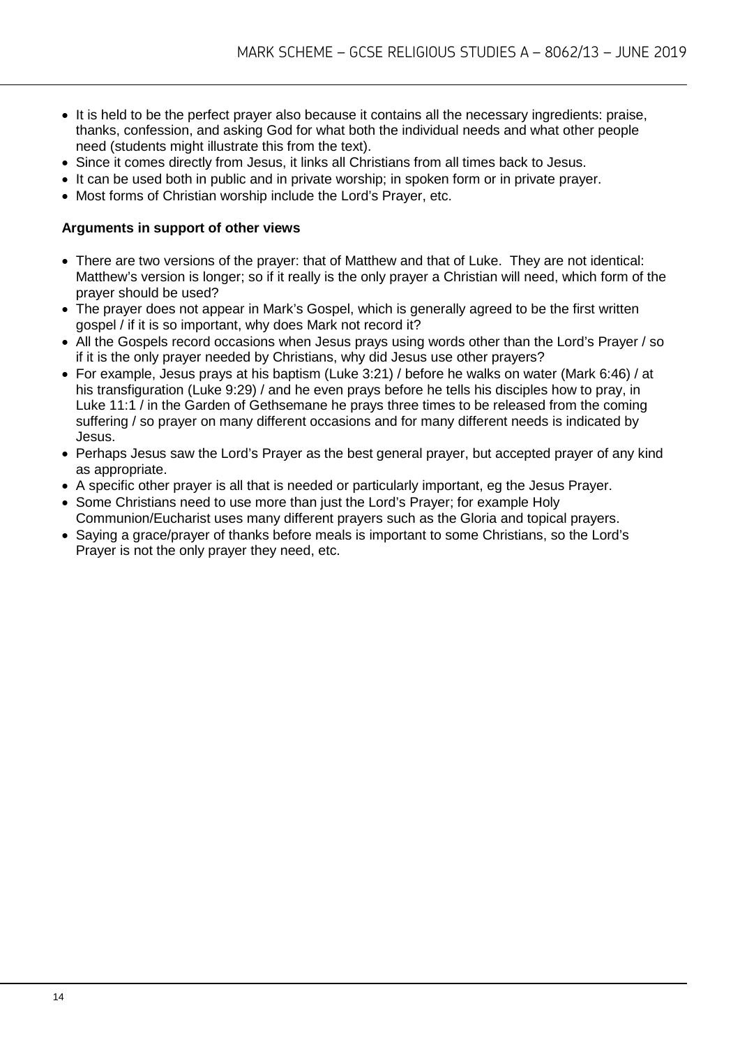- It is held to be the perfect prayer also because it contains all the necessary ingredients: praise, thanks, confession, and asking God for what both the individual needs and what other people need (students might illustrate this from the text).
- Since it comes directly from Jesus, it links all Christians from all times back to Jesus.
- It can be used both in public and in private worship; in spoken form or in private prayer.
- Most forms of Christian worship include the Lord's Prayer, etc.

**Arguments in support of other views**

- There are two versions of the prayer: that of Matthew and that of Luke. They are not identical: Matthew's version is longer; so if it really is the only prayer a Christian will need, which form of the prayer should be used?
- The prayer does not appear in Mark's Gospel, which is generally agreed to be the first written gospel / if it is so important, why does Mark not record it?
- All the Gospels record occasions when Jesus prays using words other than the Lord's Prayer / so if it is the only prayer needed by Christians, why did Jesus use other prayers?
- For example, Jesus prays at his baptism (Luke 3:21) / before he walks on water (Mark 6:46) / at his transfiguration (Luke 9:29) / and he even prays before he tells his disciples how to pray, in Luke 11:1 / in the Garden of Gethsemane he prays three times to be released from the coming suffering / so prayer on many different occasions and for many different needs is indicated by Jesus.
- Perhaps Jesus saw the Lord's Prayer as the best general prayer, but accepted prayer of any kind as appropriate.
- A specific other prayer is all that is needed or particularly important, eg the Jesus Prayer.
- Some Christians need to use more than just the Lord's Prayer; for example Holy Communion/Eucharist uses many different prayers such as the Gloria and topical prayers.
- Saying a grace/prayer of thanks before meals is important to some Christians, so the Lord's Prayer is not the only prayer they need, etc.